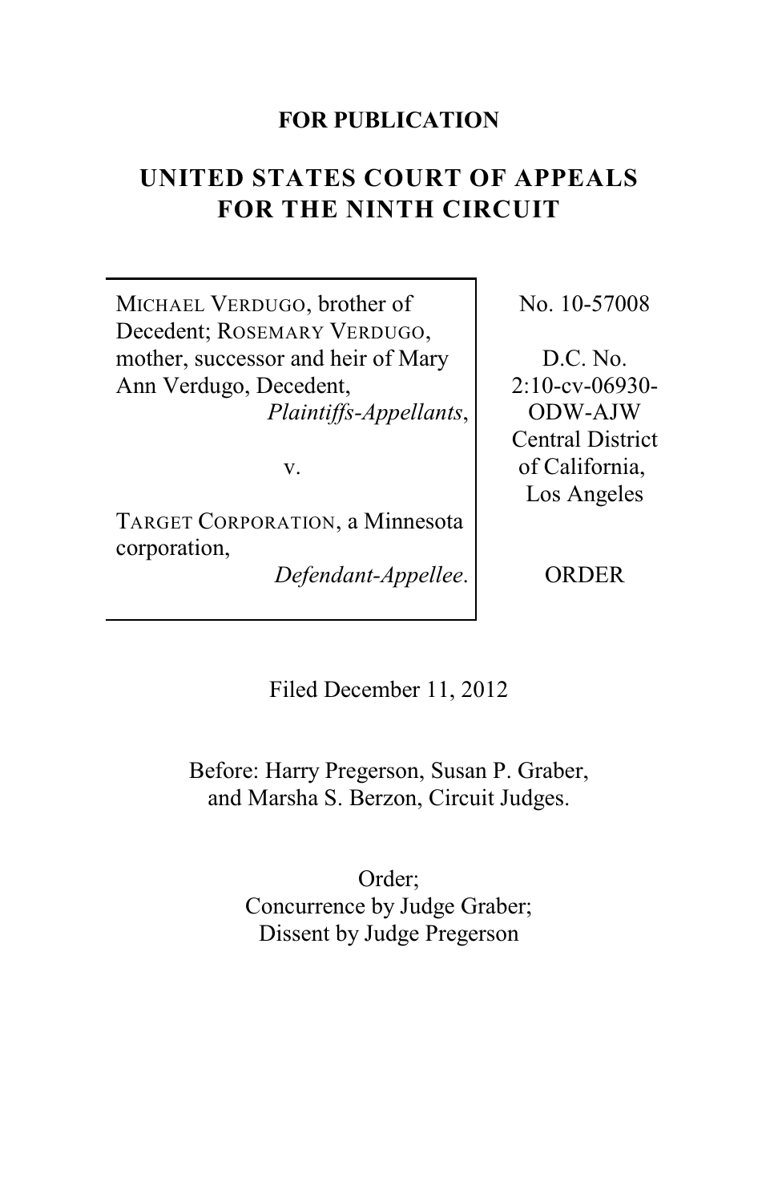**FOR PUBLICATION**

# UNITED STATES COURT OF APPEALS FOR THE NINTH CIRCUIT

| | |
|---|---|
| MICHAEL VERDUGO, brother of Decedent; ROSEMARY VERDUGO, mother, successor and heir of Mary Ann Verdugo, Decedent, *Plaintiffs-Appellants*, v. TARGET CORPORATION, a Minnesota corporation, *Defendant-Appellee*. | No. 10-57008 D.C. No. 2:10-cv-06930-ODW-AJW Central District of California, Los Angeles ORDER |

Filed December 11, 2012

Before: Harry Pregerson, Susan P. Graber, and Marsha S. Berzon, Circuit Judges.

Order;
Concurrence by Judge Graber;
Dissent by Judge Pregerson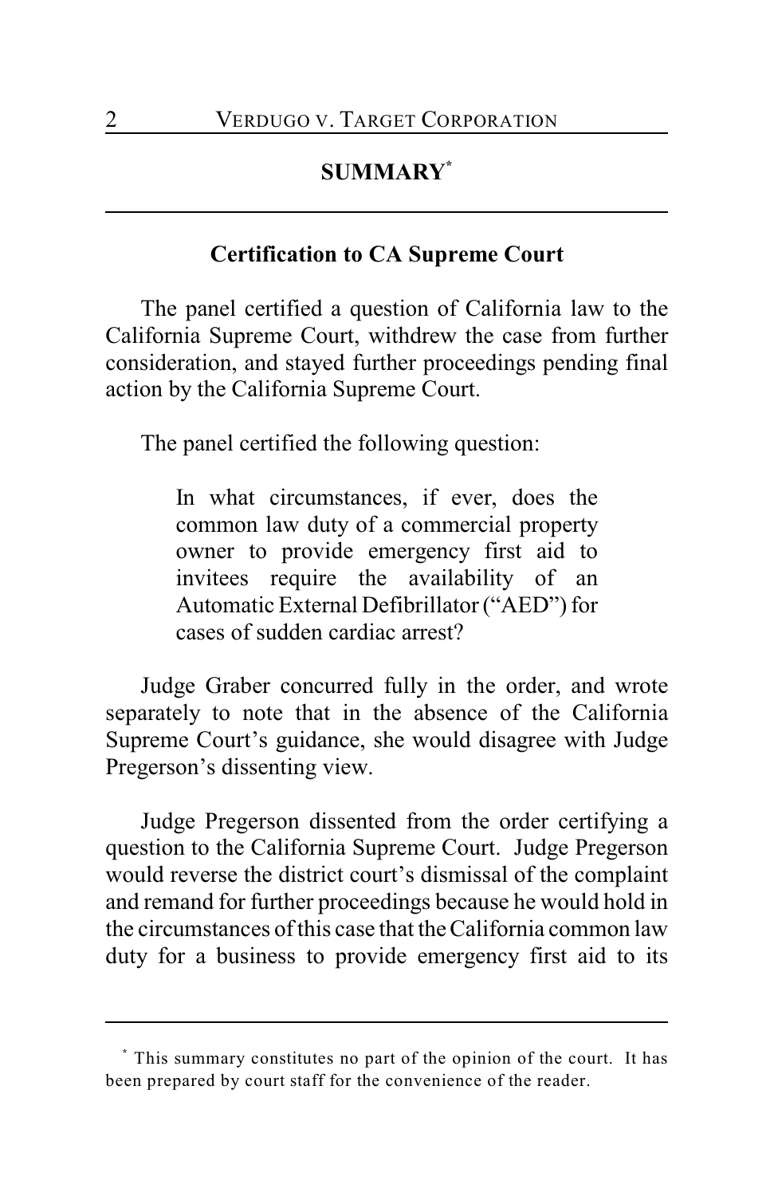## SUMMARY[*]

### Certification to CA Supreme Court

The panel certified a question of California law to the California Supreme Court, withdrew the case from further consideration, and stayed further proceedings pending final action by the California Supreme Court.

The panel certified the following question:

> In what circumstances, if ever, does the common law duty of a commercial property owner to provide emergency first aid to invitees require the availability of an Automatic External Defibrillator ("AED") for cases of sudden cardiac arrest?

Judge Graber concurred fully in the order, and wrote separately to note that in the absence of the California Supreme Court's guidance, she would disagree with Judge Pregerson's dissenting view.

Judge Pregerson dissented from the order certifying a question to the California Supreme Court. Judge Pregerson would reverse the district court's dismissal of the complaint and remand for further proceedings because he would hold in the circumstances of this case that the California common law duty for a business to provide emergency first aid to its

---

[*] This summary constitutes no part of the opinion of the court. It has been prepared by court staff for the convenience of the reader.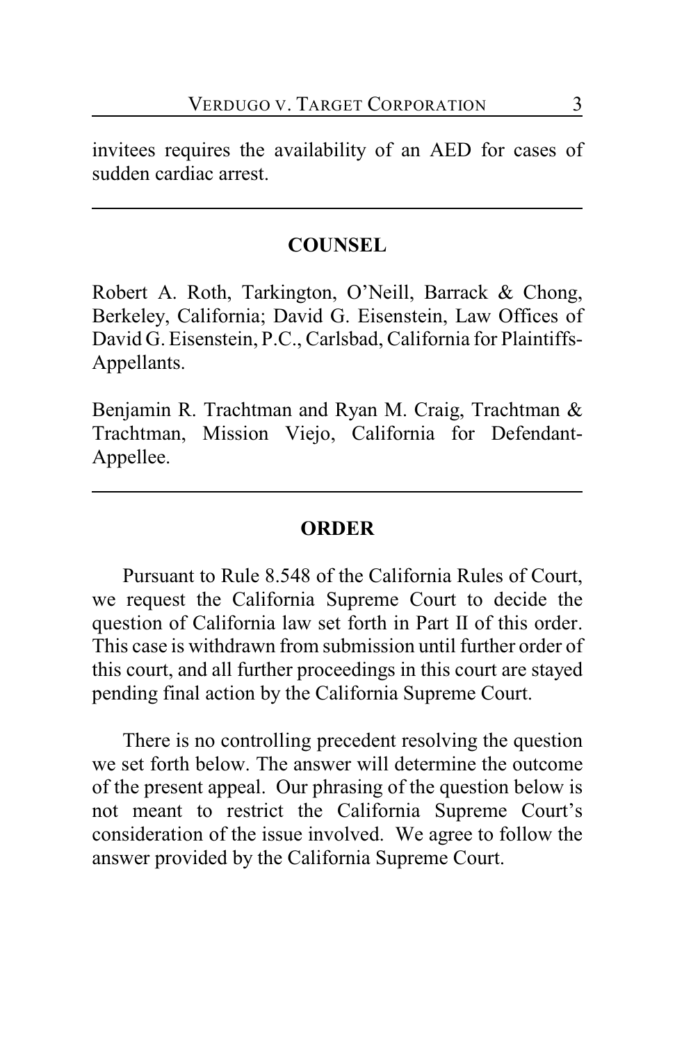invitees requires the availability of an AED for cases of sudden cardiac arrest.

---

## COUNSEL

Robert A. Roth, Tarkington, O'Neill, Barrack & Chong, Berkeley, California; David G. Eisenstein, Law Offices of David G. Eisenstein, P.C., Carlsbad, California for Plaintiffs-Appellants.

Benjamin R. Trachtman and Ryan M. Craig, Trachtman & Trachtman, Mission Viejo, California for Defendant-Appellee.

---

## ORDER

Pursuant to Rule 8.548 of the California Rules of Court, we request the California Supreme Court to decide the question of California law set forth in Part II of this order. This case is withdrawn from submission until further order of this court, and all further proceedings in this court are stayed pending final action by the California Supreme Court.

There is no controlling precedent resolving the question we set forth below. The answer will determine the outcome of the present appeal. Our phrasing of the question below is not meant to restrict the California Supreme Court's consideration of the issue involved. We agree to follow the answer provided by the California Supreme Court.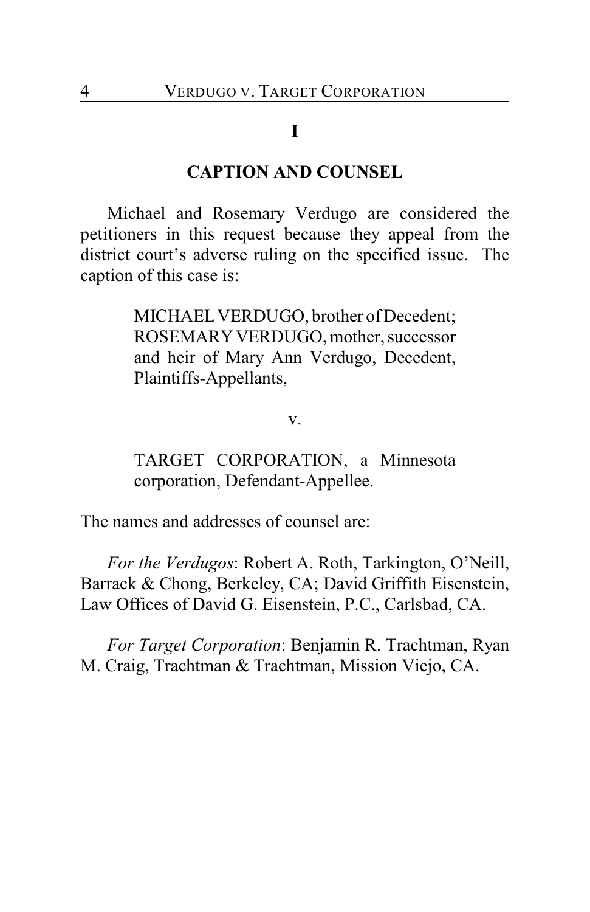## I

## CAPTION AND COUNSEL

Michael and Rosemary Verdugo are considered the petitioners in this request because they appeal from the district court's adverse ruling on the specified issue. The caption of this case is:

> MICHAEL VERDUGO, brother of Decedent; ROSEMARY VERDUGO, mother, successor and heir of Mary Ann Verdugo, Decedent, Plaintiffs-Appellants,
>
> v.
>
> TARGET CORPORATION, a Minnesota corporation, Defendant-Appellee.

The names and addresses of counsel are:

*For the Verdugos*: Robert A. Roth, Tarkington, O'Neill, Barrack & Chong, Berkeley, CA; David Griffith Eisenstein, Law Offices of David G. Eisenstein, P.C., Carlsbad, CA.

*For Target Corporation*: Benjamin R. Trachtman, Ryan M. Craig, Trachtman & Trachtman, Mission Viejo, CA.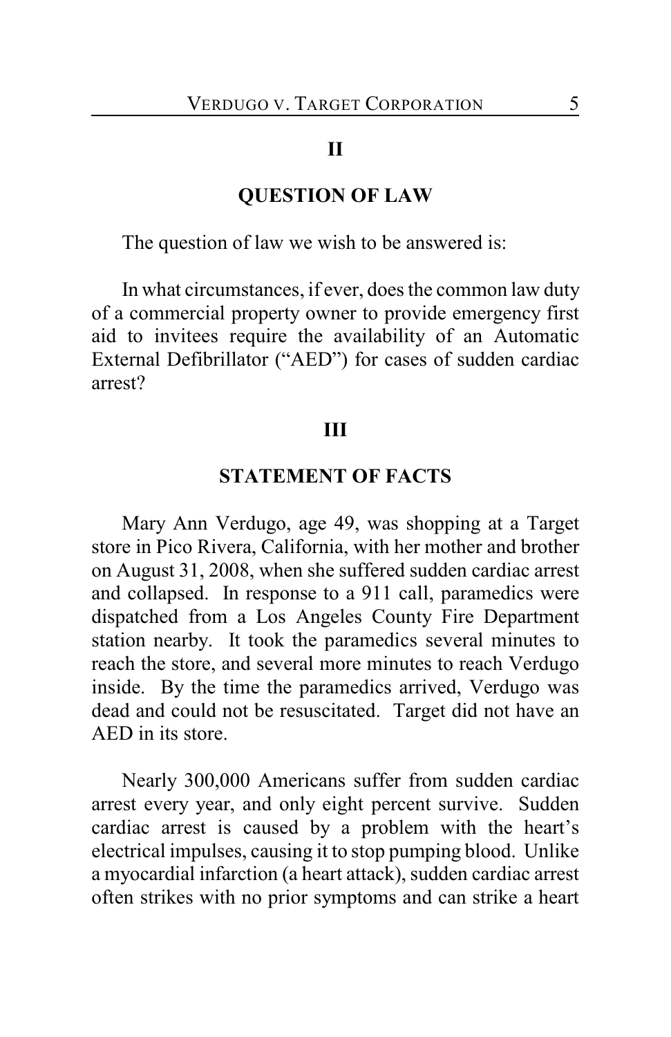## II

## QUESTION OF LAW

The question of law we wish to be answered is:

In what circumstances, if ever, does the common law duty of a commercial property owner to provide emergency first aid to invitees require the availability of an Automatic External Defibrillator ("AED") for cases of sudden cardiac arrest?

## III

## STATEMENT OF FACTS

Mary Ann Verdugo, age 49, was shopping at a Target store in Pico Rivera, California, with her mother and brother on August 31, 2008, when she suffered sudden cardiac arrest and collapsed. In response to a 911 call, paramedics were dispatched from a Los Angeles County Fire Department station nearby. It took the paramedics several minutes to reach the store, and several more minutes to reach Verdugo inside. By the time the paramedics arrived, Verdugo was dead and could not be resuscitated. Target did not have an AED in its store.

Nearly 300,000 Americans suffer from sudden cardiac arrest every year, and only eight percent survive. Sudden cardiac arrest is caused by a problem with the heart's electrical impulses, causing it to stop pumping blood. Unlike a myocardial infarction (a heart attack), sudden cardiac arrest often strikes with no prior symptoms and can strike a heart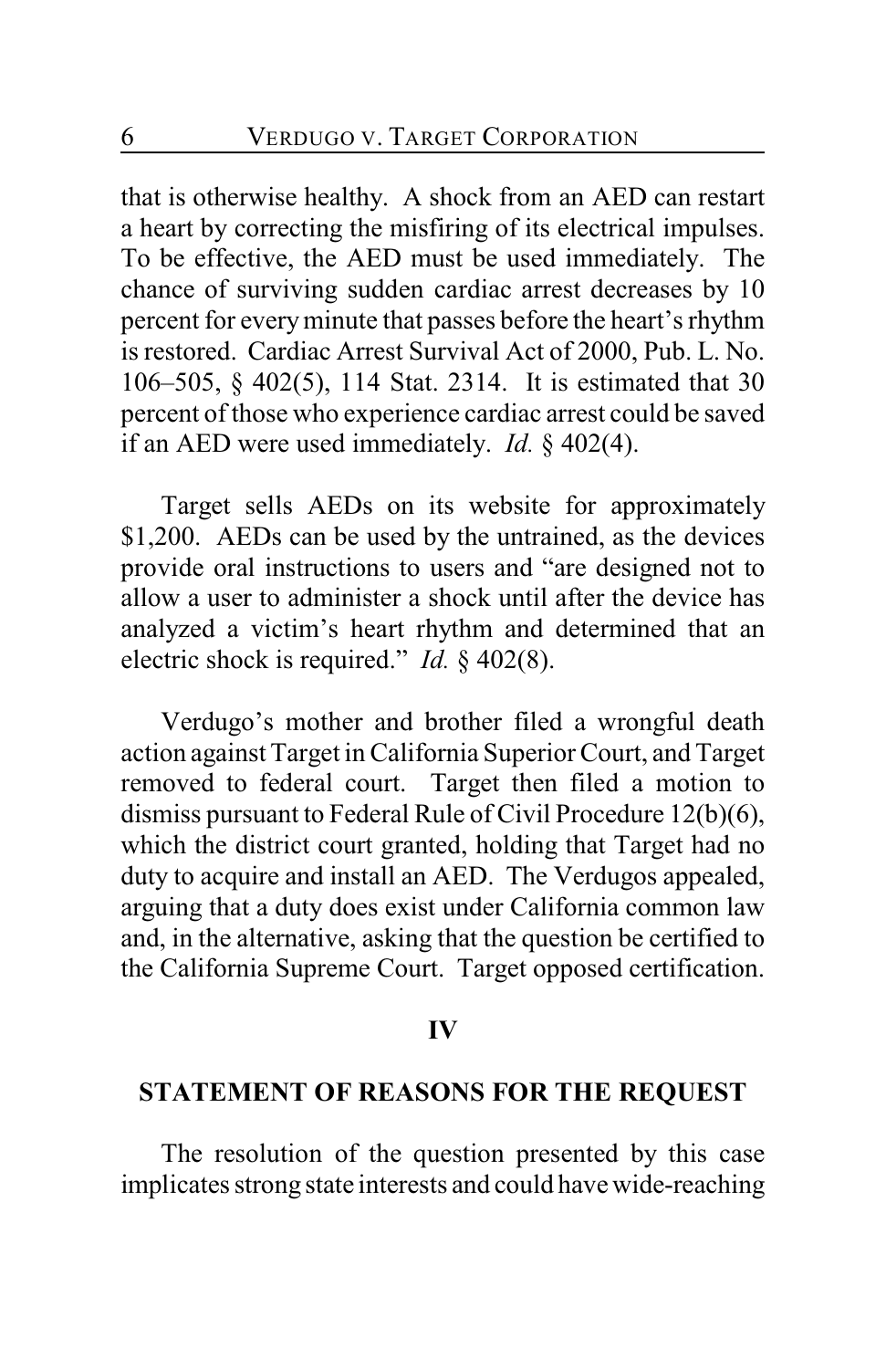that is otherwise healthy. A shock from an AED can restart a heart by correcting the misfiring of its electrical impulses. To be effective, the AED must be used immediately. The chance of surviving sudden cardiac arrest decreases by 10 percent for every minute that passes before the heart's rhythm is restored. Cardiac Arrest Survival Act of 2000, Pub. L. No. 106–505, § 402(5), 114 Stat. 2314. It is estimated that 30 percent of those who experience cardiac arrest could be saved if an AED were used immediately. *Id.* § 402(4).

Target sells AEDs on its website for approximately $1,200. AEDs can be used by the untrained, as the devices provide oral instructions to users and "are designed not to allow a user to administer a shock until after the device has analyzed a victim's heart rhythm and determined that an electric shock is required." *Id.* § 402(8).

Verdugo's mother and brother filed a wrongful death action against Target in California Superior Court, and Target removed to federal court. Target then filed a motion to dismiss pursuant to Federal Rule of Civil Procedure 12(b)(6), which the district court granted, holding that Target had no duty to acquire and install an AED. The Verdugos appealed, arguing that a duty does exist under California common law and, in the alternative, asking that the question be certified to the California Supreme Court. Target opposed certification.

## IV

## STATEMENT OF REASONS FOR THE REQUEST

The resolution of the question presented by this case implicates strong state interests and could have wide-reaching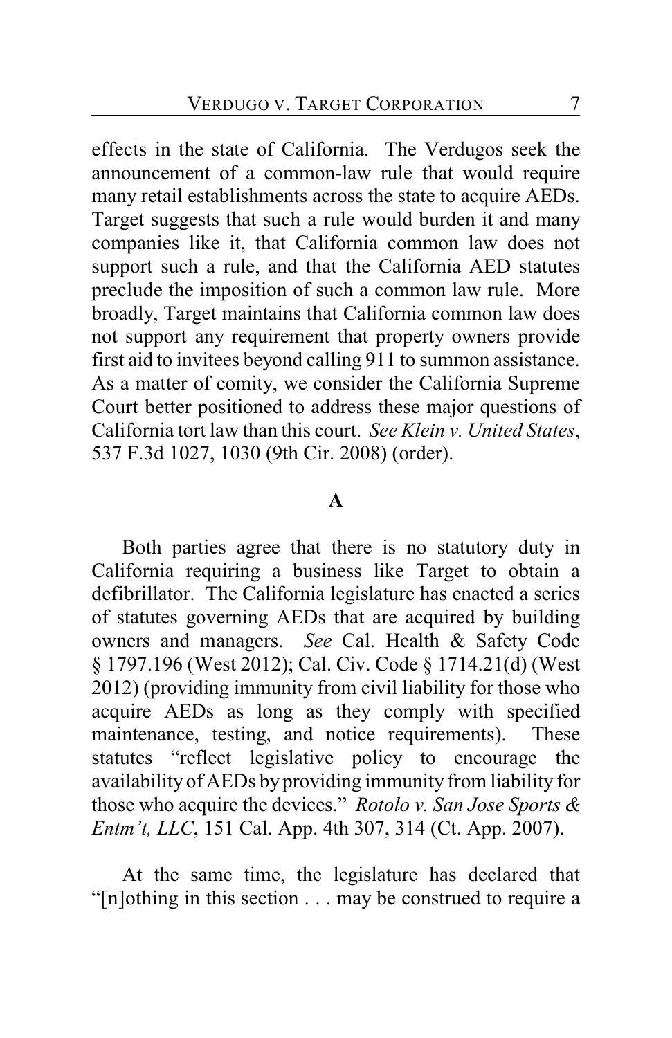effects in the state of California. The Verdugos seek the announcement of a common-law rule that would require many retail establishments across the state to acquire AEDs. Target suggests that such a rule would burden it and many companies like it, that California common law does not support such a rule, and that the California AED statutes preclude the imposition of such a common law rule. More broadly, Target maintains that California common law does not support any requirement that property owners provide first aid to invitees beyond calling 911 to summon assistance. As a matter of comity, we consider the California Supreme Court better positioned to address these major questions of California tort law than this court. *See Klein v. United States*, 537 F.3d 1027, 1030 (9th Cir. 2008) (order).

## A

Both parties agree that there is no statutory duty in California requiring a business like Target to obtain a defibrillator. The California legislature has enacted a series of statutes governing AEDs that are acquired by building owners and managers. *See* Cal. Health & Safety Code § 1797.196 (West 2012); Cal. Civ. Code § 1714.21(d) (West 2012) (providing immunity from civil liability for those who acquire AEDs as long as they comply with specified maintenance, testing, and notice requirements). These statutes "reflect legislative policy to encourage the availability of AEDs by providing immunity from liability for those who acquire the devices." *Rotolo v. San Jose Sports & Entm't, LLC*, 151 Cal. App. 4th 307, 314 (Ct. App. 2007).

At the same time, the legislature has declared that "[n]othing in this section . . . may be construed to require a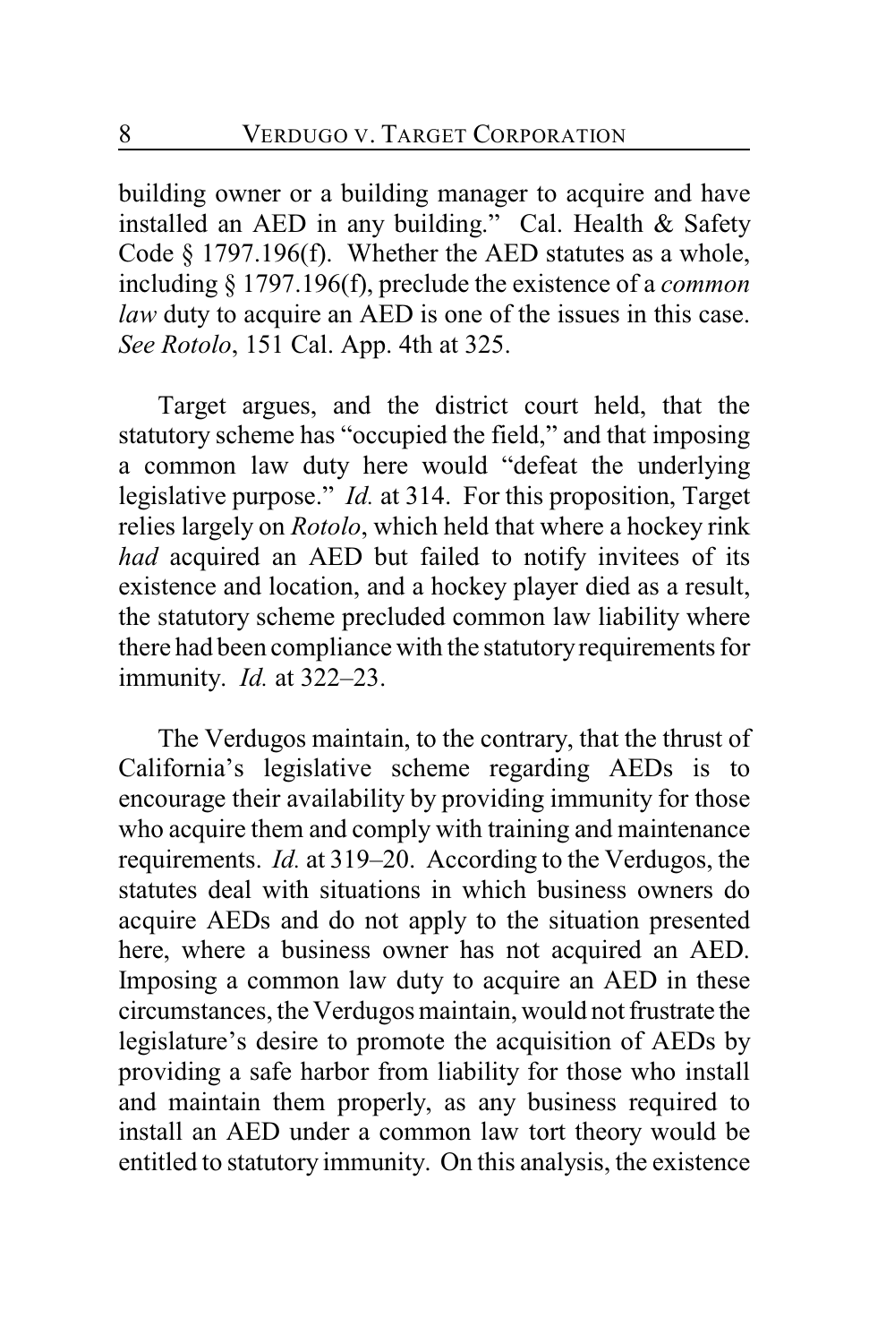building owner or a building manager to acquire and have installed an AED in any building." Cal. Health & Safety Code § 1797.196(f). Whether the AED statutes as a whole, including § 1797.196(f), preclude the existence of a *common law* duty to acquire an AED is one of the issues in this case. *See Rotolo*, 151 Cal. App. 4th at 325.

Target argues, and the district court held, that the statutory scheme has "occupied the field," and that imposing a common law duty here would "defeat the underlying legislative purpose." *Id.* at 314. For this proposition, Target relies largely on *Rotolo*, which held that where a hockey rink *had* acquired an AED but failed to notify invitees of its existence and location, and a hockey player died as a result, the statutory scheme precluded common law liability where there had been compliance with the statutory requirements for immunity. *Id.* at 322–23.

The Verdugos maintain, to the contrary, that the thrust of California's legislative scheme regarding AEDs is to encourage their availability by providing immunity for those who acquire them and comply with training and maintenance requirements. *Id.* at 319–20. According to the Verdugos, the statutes deal with situations in which business owners do acquire AEDs and do not apply to the situation presented here, where a business owner has not acquired an AED. Imposing a common law duty to acquire an AED in these circumstances, the Verdugos maintain, would not frustrate the legislature's desire to promote the acquisition of AEDs by providing a safe harbor from liability for those who install and maintain them properly, as any business required to install an AED under a common law tort theory would be entitled to statutory immunity. On this analysis, the existence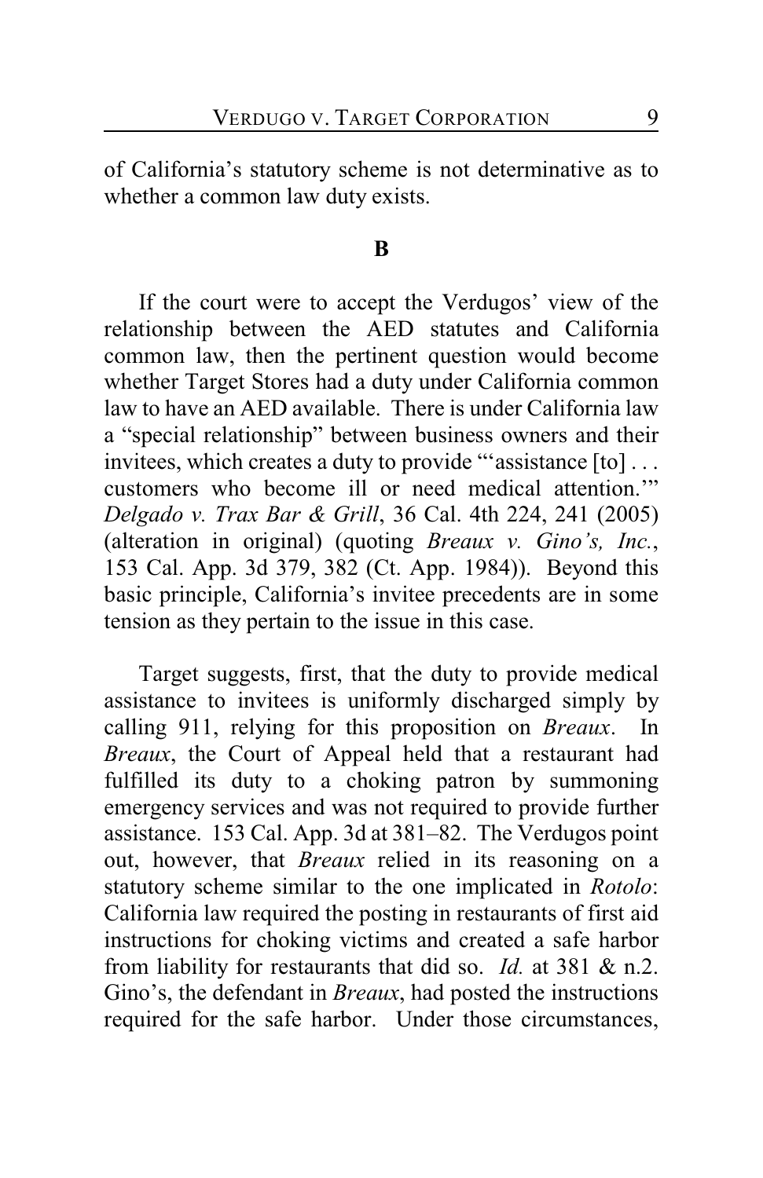of California's statutory scheme is not determinative as to whether a common law duty exists.

**B**

If the court were to accept the Verdugos' view of the relationship between the AED statutes and California common law, then the pertinent question would become whether Target Stores had a duty under California common law to have an AED available. There is under California law a "special relationship" between business owners and their invitees, which creates a duty to provide "'assistance [to] . . . customers who become ill or need medical attention.'" *Delgado v. Trax Bar & Grill*, 36 Cal. 4th 224, 241 (2005) (alteration in original) (quoting *Breaux v. Gino's, Inc.*, 153 Cal. App. 3d 379, 382 (Ct. App. 1984)). Beyond this basic principle, California's invitee precedents are in some tension as they pertain to the issue in this case.

Target suggests, first, that the duty to provide medical assistance to invitees is uniformly discharged simply by calling 911, relying for this proposition on *Breaux*. In *Breaux*, the Court of Appeal held that a restaurant had fulfilled its duty to a choking patron by summoning emergency services and was not required to provide further assistance. 153 Cal. App. 3d at 381–82. The Verdugos point out, however, that *Breaux* relied in its reasoning on a statutory scheme similar to the one implicated in *Rotolo*: California law required the posting in restaurants of first aid instructions for choking victims and created a safe harbor from liability for restaurants that did so. *Id.* at 381 & n.2. Gino's, the defendant in *Breaux*, had posted the instructions required for the safe harbor. Under those circumstances,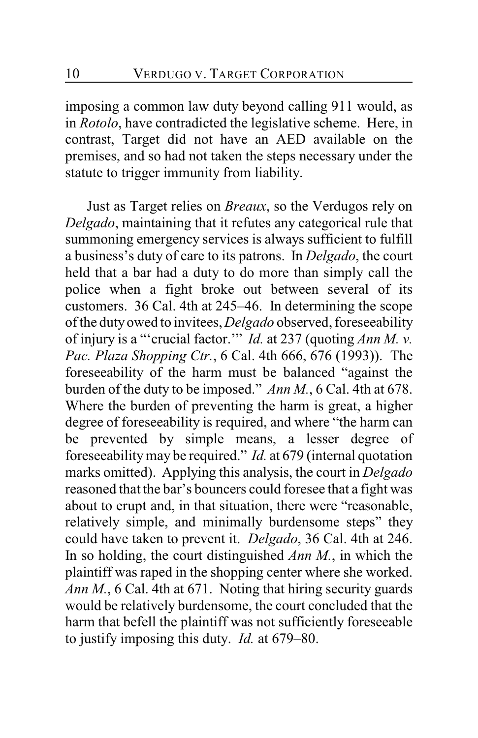imposing a common law duty beyond calling 911 would, as in *Rotolo*, have contradicted the legislative scheme. Here, in contrast, Target did not have an AED available on the premises, and so had not taken the steps necessary under the statute to trigger immunity from liability.

Just as Target relies on *Breaux*, so the Verdugos rely on *Delgado*, maintaining that it refutes any categorical rule that summoning emergency services is always sufficient to fulfill a business's duty of care to its patrons. In *Delgado*, the court held that a bar had a duty to do more than simply call the police when a fight broke out between several of its customers. 36 Cal. 4th at 245–46. In determining the scope of the duty owed to invitees, *Delgado* observed, foreseeability of injury is a "'crucial factor.'" *Id.* at 237 (quoting *Ann M. v. Pac. Plaza Shopping Ctr.*, 6 Cal. 4th 666, 676 (1993)). The foreseeability of the harm must be balanced "against the burden of the duty to be imposed." *Ann M.*, 6 Cal. 4th at 678. Where the burden of preventing the harm is great, a higher degree of foreseeability is required, and where "the harm can be prevented by simple means, a lesser degree of foreseeability may be required." *Id.* at 679 (internal quotation marks omitted). Applying this analysis, the court in *Delgado* reasoned that the bar's bouncers could foresee that a fight was about to erupt and, in that situation, there were "reasonable, relatively simple, and minimally burdensome steps" they could have taken to prevent it. *Delgado*, 36 Cal. 4th at 246. In so holding, the court distinguished *Ann M.*, in which the plaintiff was raped in the shopping center where she worked. *Ann M.*, 6 Cal. 4th at 671. Noting that hiring security guards would be relatively burdensome, the court concluded that the harm that befell the plaintiff was not sufficiently foreseeable to justify imposing this duty. *Id.* at 679–80.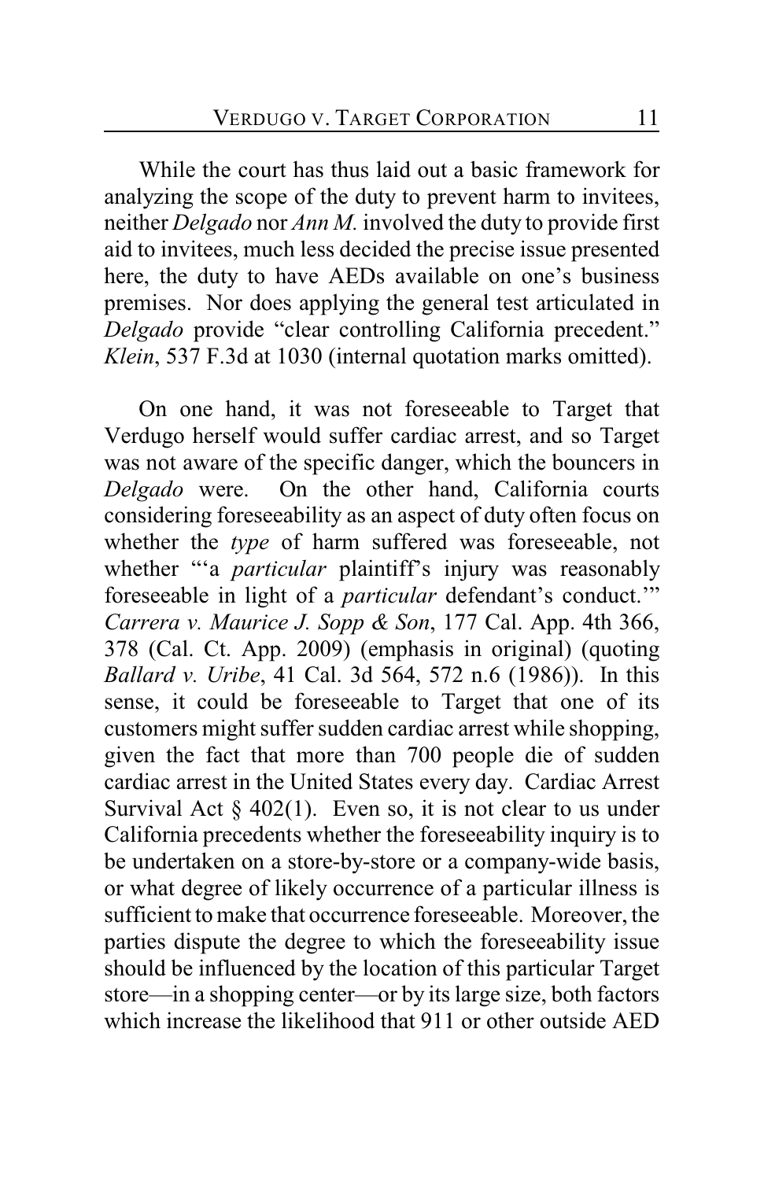While the court has thus laid out a basic framework for analyzing the scope of the duty to prevent harm to invitees, neither *Delgado* nor *Ann M.* involved the duty to provide first aid to invitees, much less decided the precise issue presented here, the duty to have AEDs available on one's business premises. Nor does applying the general test articulated in *Delgado* provide "clear controlling California precedent." *Klein*, 537 F.3d at 1030 (internal quotation marks omitted).

On one hand, it was not foreseeable to Target that Verdugo herself would suffer cardiac arrest, and so Target was not aware of the specific danger, which the bouncers in *Delgado* were. On the other hand, California courts considering foreseeability as an aspect of duty often focus on whether the *type* of harm suffered was foreseeable, not whether "'a *particular* plaintiff's injury was reasonably foreseeable in light of a *particular* defendant's conduct.'" *Carrera v. Maurice J. Sopp & Son*, 177 Cal. App. 4th 366, 378 (Cal. Ct. App. 2009) (emphasis in original) (quoting *Ballard v. Uribe*, 41 Cal. 3d 564, 572 n.6 (1986)). In this sense, it could be foreseeable to Target that one of its customers might suffer sudden cardiac arrest while shopping, given the fact that more than 700 people die of sudden cardiac arrest in the United States every day. Cardiac Arrest Survival Act § 402(1). Even so, it is not clear to us under California precedents whether the foreseeability inquiry is to be undertaken on a store-by-store or a company-wide basis, or what degree of likely occurrence of a particular illness is sufficient to make that occurrence foreseeable. Moreover, the parties dispute the degree to which the foreseeability issue should be influenced by the location of this particular Target store—in a shopping center—or by its large size, both factors which increase the likelihood that 911 or other outside AED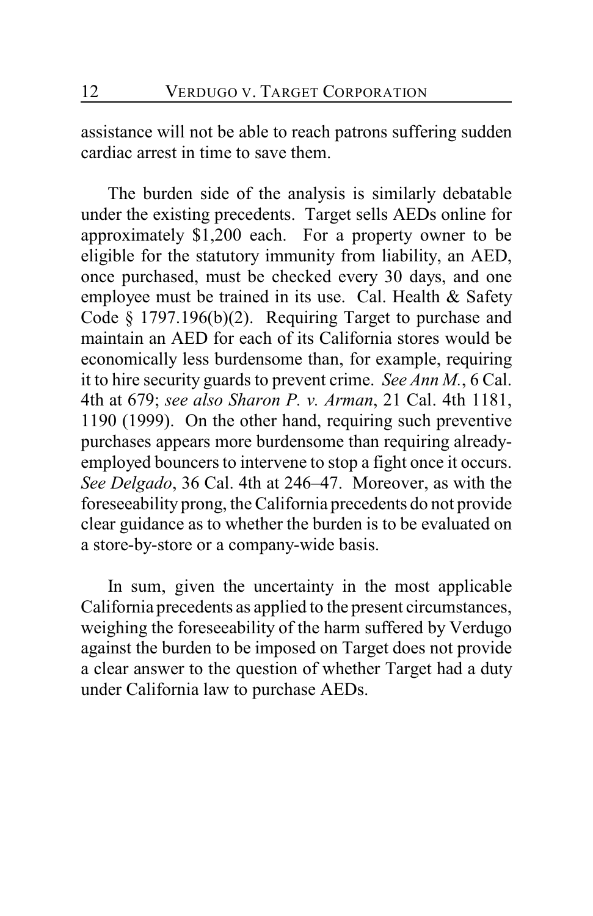assistance will not be able to reach patrons suffering sudden cardiac arrest in time to save them.

The burden side of the analysis is similarly debatable under the existing precedents. Target sells AEDs online for approximately $1,200 each. For a property owner to be eligible for the statutory immunity from liability, an AED, once purchased, must be checked every 30 days, and one employee must be trained in its use. Cal. Health & Safety Code § 1797.196(b)(2). Requiring Target to purchase and maintain an AED for each of its California stores would be economically less burdensome than, for example, requiring it to hire security guards to prevent crime. *See Ann M.*, 6 Cal. 4th at 679; *see also Sharon P. v. Arman*, 21 Cal. 4th 1181, 1190 (1999). On the other hand, requiring such preventive purchases appears more burdensome than requiring already-employed bouncers to intervene to stop a fight once it occurs. *See Delgado*, 36 Cal. 4th at 246–47. Moreover, as with the foreseeability prong, the California precedents do not provide clear guidance as to whether the burden is to be evaluated on a store-by-store or a company-wide basis.

In sum, given the uncertainty in the most applicable California precedents as applied to the present circumstances, weighing the foreseeability of the harm suffered by Verdugo against the burden to be imposed on Target does not provide a clear answer to the question of whether Target had a duty under California law to purchase AEDs.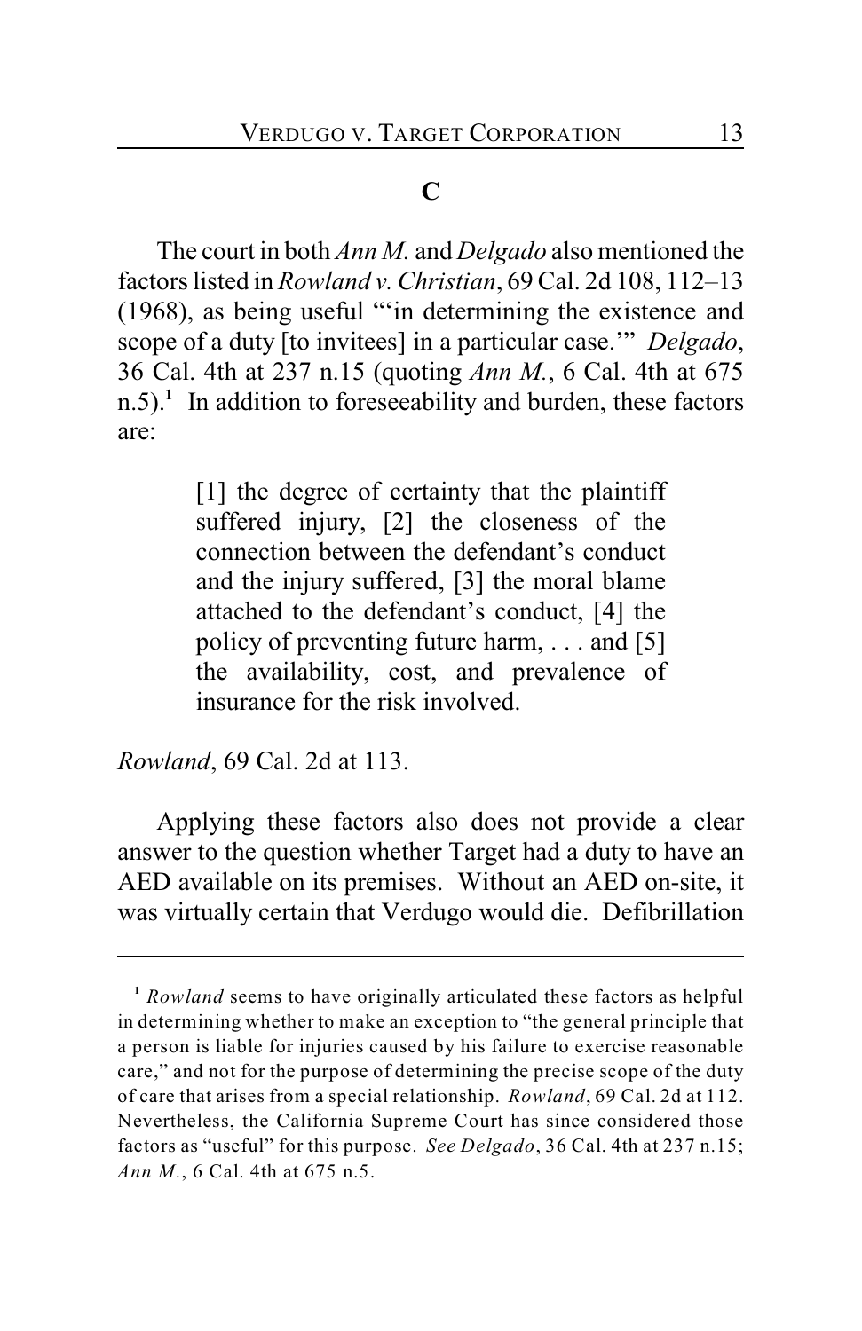### C

The court in both *Ann M.* and *Delgado* also mentioned the factors listed in *Rowland v. Christian*, 69 Cal. 2d 108, 112–13 (1968), as being useful "'in determining the existence and scope of a duty [to invitees] in a particular case.'" *Delgado*, 36 Cal. 4th at 237 n.15 (quoting *Ann M.*, 6 Cal. 4th at 675 n.5).[1] In addition to foreseeability and burden, these factors are:

> [1] the degree of certainty that the plaintiff suffered injury, [2] the closeness of the connection between the defendant's conduct and the injury suffered, [3] the moral blame attached to the defendant's conduct, [4] the policy of preventing future harm, . . . and [5] the availability, cost, and prevalence of insurance for the risk involved.

*Rowland*, 69 Cal. 2d at 113.

Applying these factors also does not provide a clear answer to the question whether Target had a duty to have an AED available on its premises. Without an AED on-site, it was virtually certain that Verdugo would die. Defibrillation

---

[1] *Rowland* seems to have originally articulated these factors as helpful in determining whether to make an exception to "the general principle that a person is liable for injuries caused by his failure to exercise reasonable care," and not for the purpose of determining the precise scope of the duty of care that arises from a special relationship. *Rowland*, 69 Cal. 2d at 112. Nevertheless, the California Supreme Court has since considered those factors as "useful" for this purpose. *See Delgado*, 36 Cal. 4th at 237 n.15; *Ann M.*, 6 Cal. 4th at 675 n.5.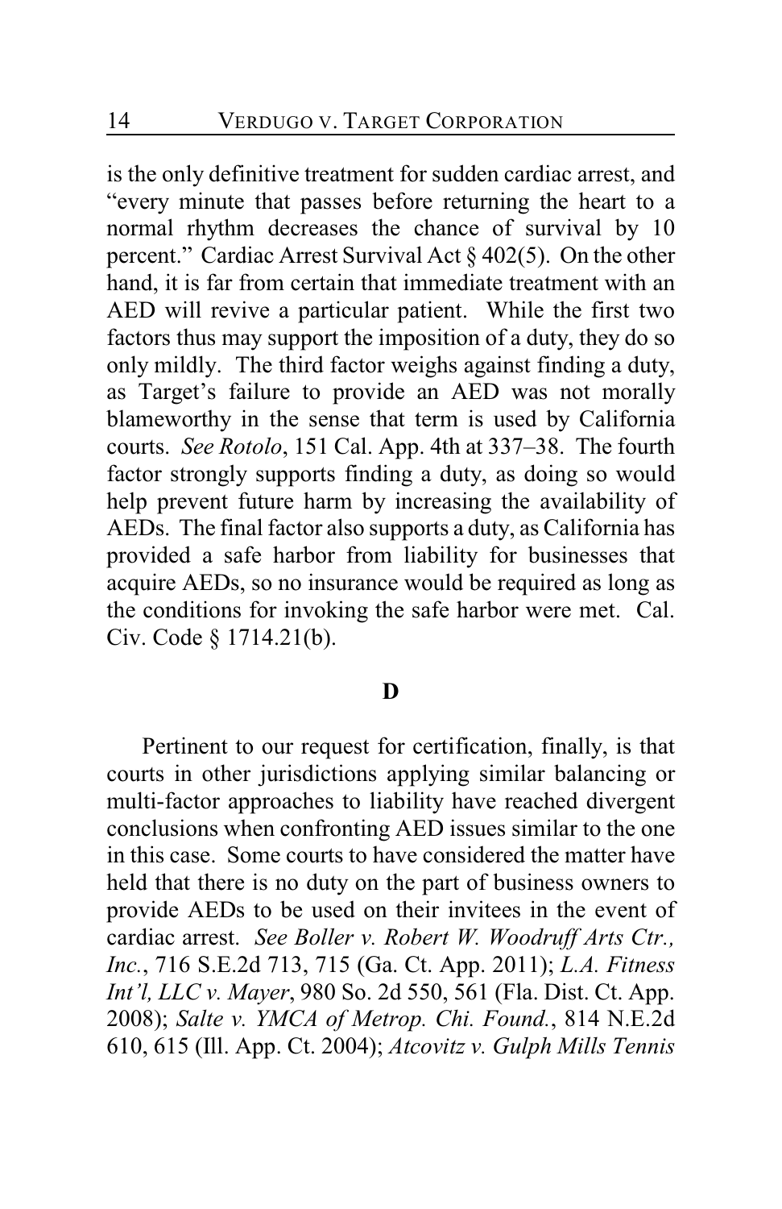is the only definitive treatment for sudden cardiac arrest, and "every minute that passes before returning the heart to a normal rhythm decreases the chance of survival by 10 percent." Cardiac Arrest Survival Act § 402(5). On the other hand, it is far from certain that immediate treatment with an AED will revive a particular patient. While the first two factors thus may support the imposition of a duty, they do so only mildly. The third factor weighs against finding a duty, as Target's failure to provide an AED was not morally blameworthy in the sense that term is used by California courts. *See Rotolo*, 151 Cal. App. 4th at 337–38. The fourth factor strongly supports finding a duty, as doing so would help prevent future harm by increasing the availability of AEDs. The final factor also supports a duty, as California has provided a safe harbor from liability for businesses that acquire AEDs, so no insurance would be required as long as the conditions for invoking the safe harbor were met. Cal. Civ. Code § 1714.21(b).

## D

Pertinent to our request for certification, finally, is that courts in other jurisdictions applying similar balancing or multi-factor approaches to liability have reached divergent conclusions when confronting AED issues similar to the one in this case. Some courts to have considered the matter have held that there is no duty on the part of business owners to provide AEDs to be used on their invitees in the event of cardiac arrest. *See Boller v. Robert W. Woodruff Arts Ctr., Inc.*, 716 S.E.2d 713, 715 (Ga. Ct. App. 2011); *L.A. Fitness Int'l, LLC v. Mayer*, 980 So. 2d 550, 561 (Fla. Dist. Ct. App. 2008); *Salte v. YMCA of Metrop. Chi. Found.*, 814 N.E.2d 610, 615 (Ill. App. Ct. 2004); *Atcovitz v. Gulph Mills Tennis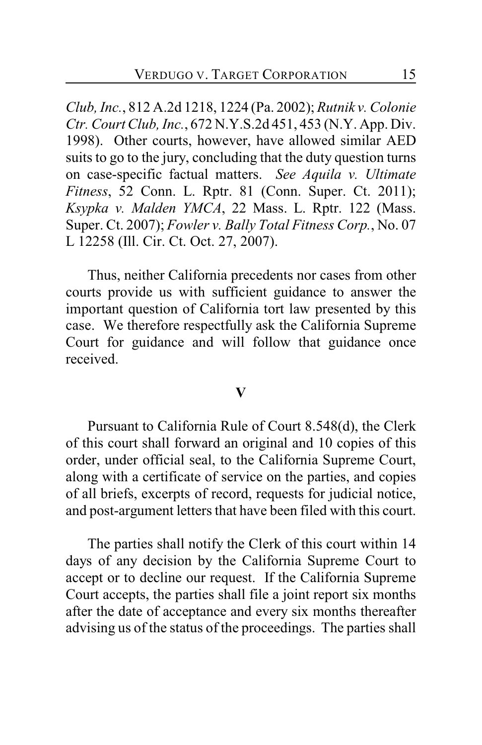*Club, Inc.*, 812 A.2d 1218, 1224 (Pa. 2002); *Rutnik v. Colonie Ctr. Court Club, Inc.*, 672 N.Y.S.2d 451, 453 (N.Y. App. Div. 1998). Other courts, however, have allowed similar AED suits to go to the jury, concluding that the duty question turns on case-specific factual matters. *See Aquila v. Ultimate Fitness*, 52 Conn. L. Rptr. 81 (Conn. Super. Ct. 2011); *Ksypka v. Malden YMCA*, 22 Mass. L. Rptr. 122 (Mass. Super. Ct. 2007); *Fowler v. Bally Total Fitness Corp.*, No. 07 L 12258 (Ill. Cir. Ct. Oct. 27, 2007).

Thus, neither California precedents nor cases from other courts provide us with sufficient guidance to answer the important question of California tort law presented by this case. We therefore respectfully ask the California Supreme Court for guidance and will follow that guidance once received.

## V

Pursuant to California Rule of Court 8.548(d), the Clerk of this court shall forward an original and 10 copies of this order, under official seal, to the California Supreme Court, along with a certificate of service on the parties, and copies of all briefs, excerpts of record, requests for judicial notice, and post-argument letters that have been filed with this court.

The parties shall notify the Clerk of this court within 14 days of any decision by the California Supreme Court to accept or to decline our request. If the California Supreme Court accepts, the parties shall file a joint report six months after the date of acceptance and every six months thereafter advising us of the status of the proceedings. The parties shall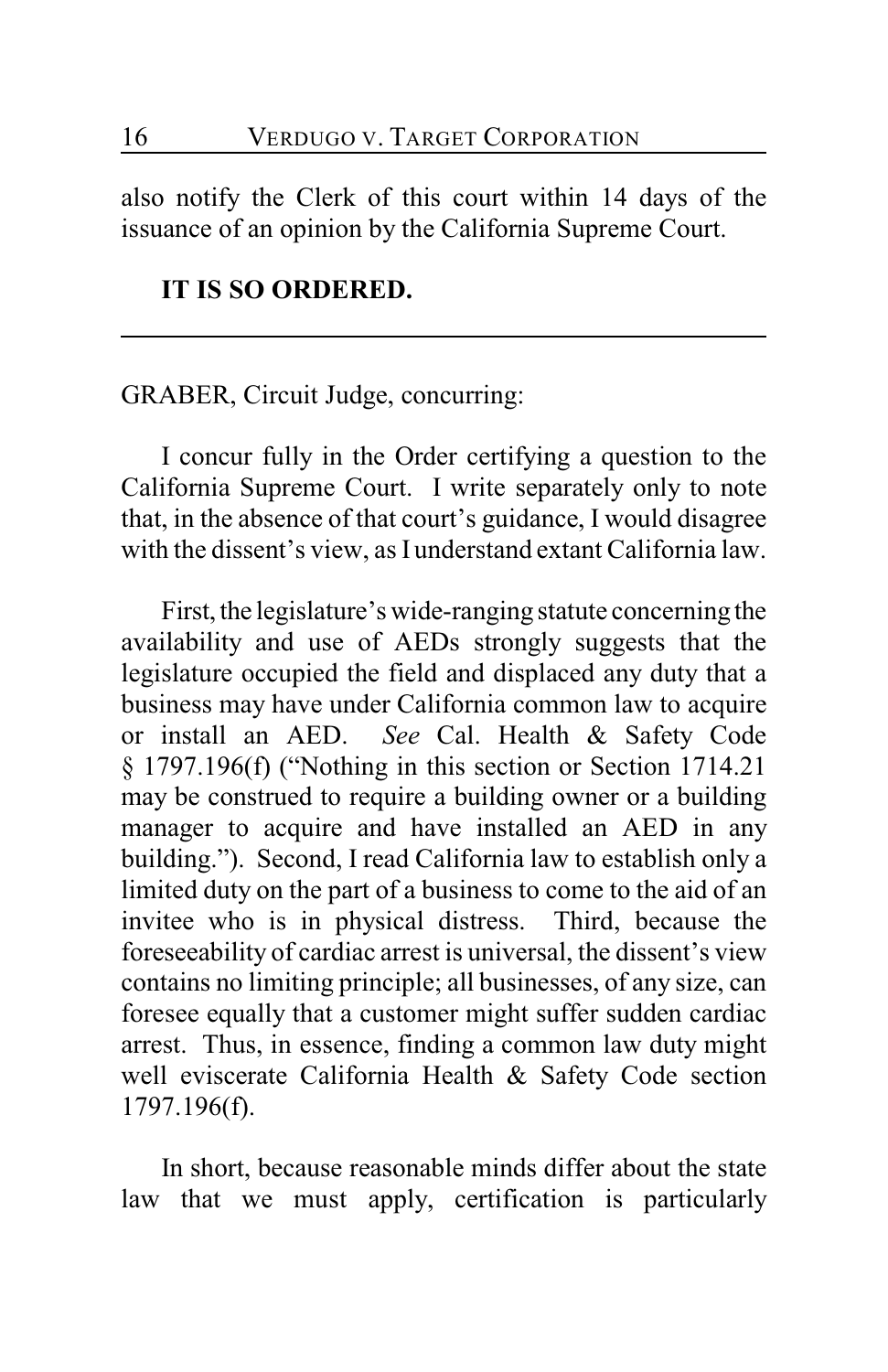also notify the Clerk of this court within 14 days of the issuance of an opinion by the California Supreme Court.

**IT IS SO ORDERED.**

---

GRABER, Circuit Judge, concurring:

I concur fully in the Order certifying a question to the California Supreme Court. I write separately only to note that, in the absence of that court's guidance, I would disagree with the dissent's view, as I understand extant California law.

First, the legislature's wide-ranging statute concerning the availability and use of AEDs strongly suggests that the legislature occupied the field and displaced any duty that a business may have under California common law to acquire or install an AED. *See* Cal. Health & Safety Code § 1797.196(f) ("Nothing in this section or Section 1714.21 may be construed to require a building owner or a building manager to acquire and have installed an AED in any building."). Second, I read California law to establish only a limited duty on the part of a business to come to the aid of an invitee who is in physical distress. Third, because the foreseeability of cardiac arrest is universal, the dissent's view contains no limiting principle; all businesses, of any size, can foresee equally that a customer might suffer sudden cardiac arrest. Thus, in essence, finding a common law duty might well eviscerate California Health & Safety Code section 1797.196(f).

In short, because reasonable minds differ about the state law that we must apply, certification is particularly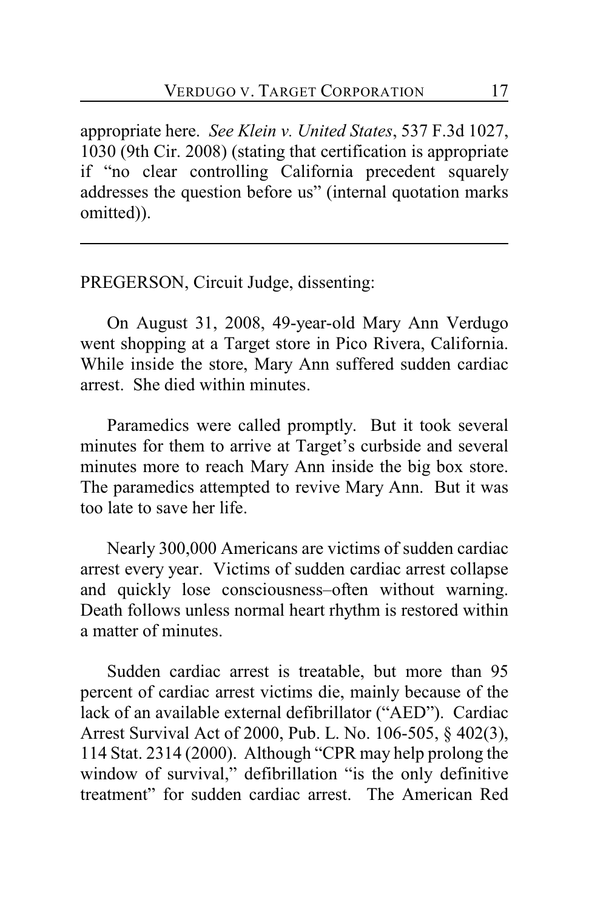appropriate here. *See Klein v. United States*, 537 F.3d 1027, 1030 (9th Cir. 2008) (stating that certification is appropriate if "no clear controlling California precedent squarely addresses the question before us" (internal quotation marks omitted)).

---

PREGERSON, Circuit Judge, dissenting:

On August 31, 2008, 49-year-old Mary Ann Verdugo went shopping at a Target store in Pico Rivera, California. While inside the store, Mary Ann suffered sudden cardiac arrest. She died within minutes.

Paramedics were called promptly. But it took several minutes for them to arrive at Target's curbside and several minutes more to reach Mary Ann inside the big box store. The paramedics attempted to revive Mary Ann. But it was too late to save her life.

Nearly 300,000 Americans are victims of sudden cardiac arrest every year. Victims of sudden cardiac arrest collapse and quickly lose consciousness–often without warning. Death follows unless normal heart rhythm is restored within a matter of minutes.

Sudden cardiac arrest is treatable, but more than 95 percent of cardiac arrest victims die, mainly because of the lack of an available external defibrillator ("AED"). Cardiac Arrest Survival Act of 2000, Pub. L. No. 106-505, § 402(3), 114 Stat. 2314 (2000). Although "CPR may help prolong the window of survival," defibrillation "is the only definitive treatment" for sudden cardiac arrest. The American Red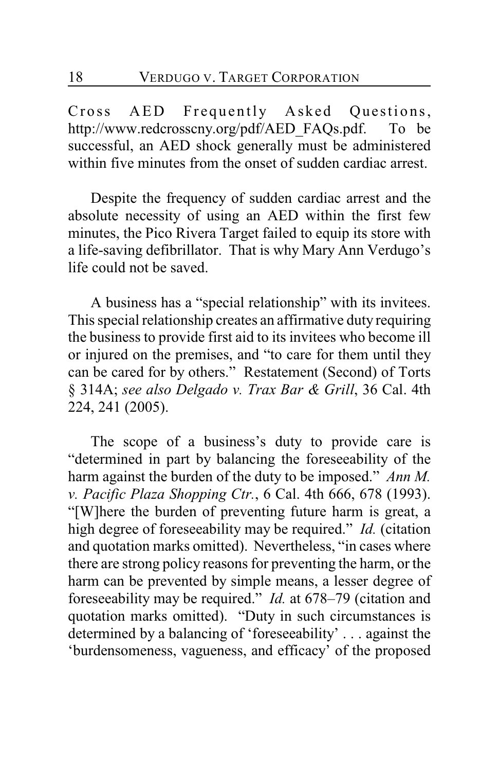Cross AED Frequently Asked Questions, http://www.redcrosscny.org/pdf/AED_FAQs.pdf. To be successful, an AED shock generally must be administered within five minutes from the onset of sudden cardiac arrest.

Despite the frequency of sudden cardiac arrest and the absolute necessity of using an AED within the first few minutes, the Pico Rivera Target failed to equip its store with a life-saving defibrillator. That is why Mary Ann Verdugo's life could not be saved.

A business has a "special relationship" with its invitees. This special relationship creates an affirmative duty requiring the business to provide first aid to its invitees who become ill or injured on the premises, and "to care for them until they can be cared for by others." Restatement (Second) of Torts § 314A; *see also Delgado v. Trax Bar & Grill*, 36 Cal. 4th 224, 241 (2005).

The scope of a business's duty to provide care is "determined in part by balancing the foreseeability of the harm against the burden of the duty to be imposed." *Ann M. v. Pacific Plaza Shopping Ctr.*, 6 Cal. 4th 666, 678 (1993). "[W]here the burden of preventing future harm is great, a high degree of foreseeability may be required." *Id.* (citation and quotation marks omitted). Nevertheless, "in cases where there are strong policy reasons for preventing the harm, or the harm can be prevented by simple means, a lesser degree of foreseeability may be required." *Id.* at 678–79 (citation and quotation marks omitted). "Duty in such circumstances is determined by a balancing of 'foreseeability' . . . against the 'burdensomeness, vagueness, and efficacy' of the proposed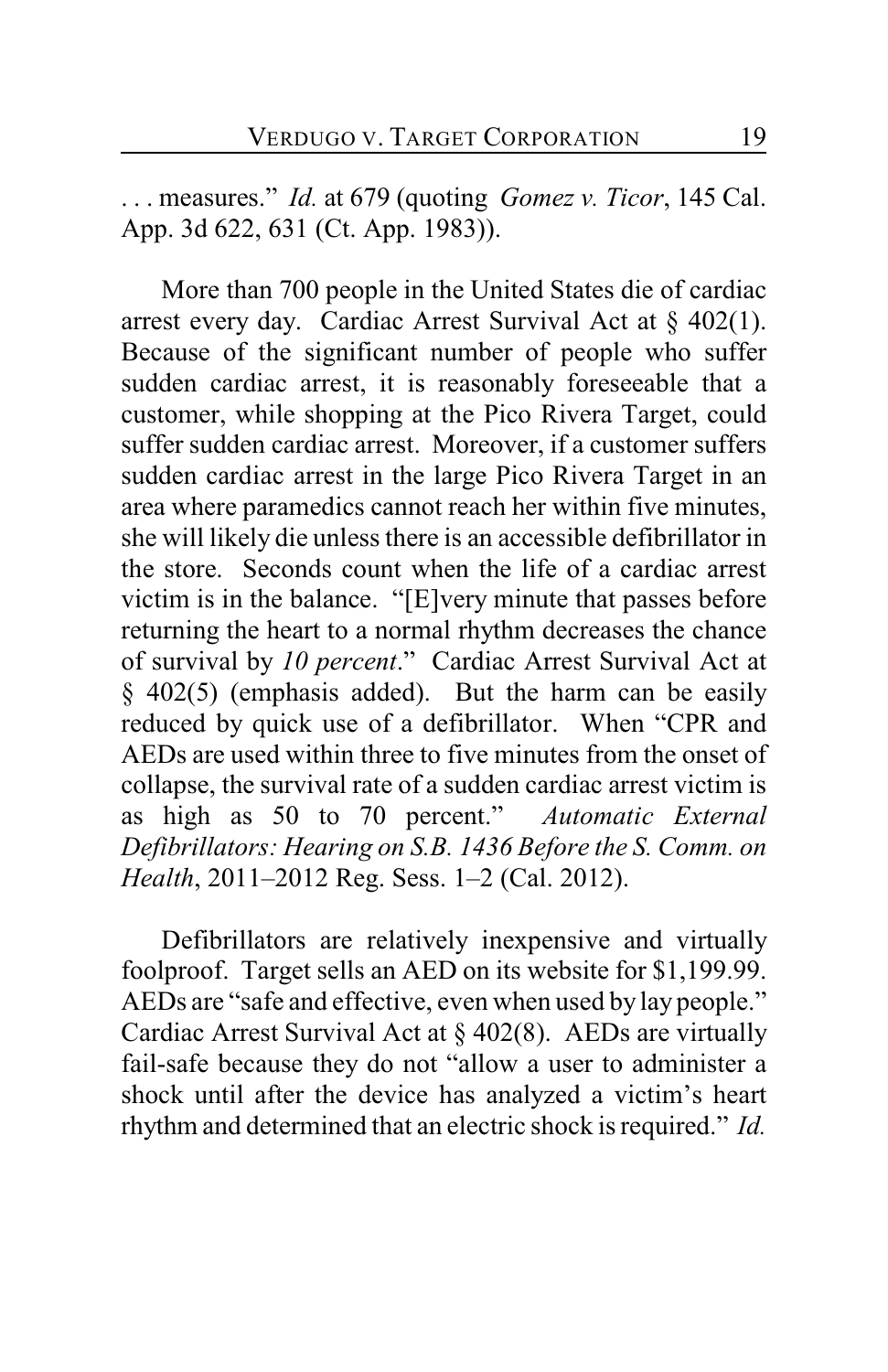. . . measures." *Id.* at 679 (quoting *Gomez v. Ticor*, 145 Cal. App. 3d 622, 631 (Ct. App. 1983)).

More than 700 people in the United States die of cardiac arrest every day. Cardiac Arrest Survival Act at § 402(1). Because of the significant number of people who suffer sudden cardiac arrest, it is reasonably foreseeable that a customer, while shopping at the Pico Rivera Target, could suffer sudden cardiac arrest. Moreover, if a customer suffers sudden cardiac arrest in the large Pico Rivera Target in an area where paramedics cannot reach her within five minutes, she will likely die unless there is an accessible defibrillator in the store. Seconds count when the life of a cardiac arrest victim is in the balance. "[E]very minute that passes before returning the heart to a normal rhythm decreases the chance of survival by *10 percent*." Cardiac Arrest Survival Act at § 402(5) (emphasis added). But the harm can be easily reduced by quick use of a defibrillator. When "CPR and AEDs are used within three to five minutes from the onset of collapse, the survival rate of a sudden cardiac arrest victim is as high as 50 to 70 percent." *Automatic External Defibrillators: Hearing on S.B. 1436 Before the S. Comm. on Health*, 2011–2012 Reg. Sess. 1–2 (Cal. 2012).

Defibrillators are relatively inexpensive and virtually foolproof. Target sells an AED on its website for $1,199.99. AEDs are "safe and effective, even when used by lay people." Cardiac Arrest Survival Act at § 402(8). AEDs are virtually fail-safe because they do not "allow a user to administer a shock until after the device has analyzed a victim's heart rhythm and determined that an electric shock is required." *Id.*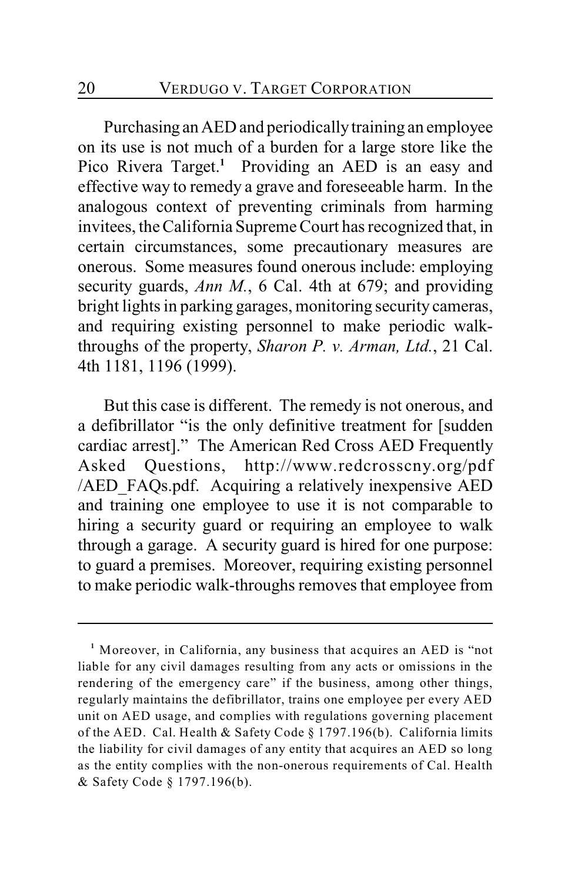Purchasing an AED and periodically training an employee on its use is not much of a burden for a large store like the Pico Rivera Target.[1] Providing an AED is an easy and effective way to remedy a grave and foreseeable harm. In the analogous context of preventing criminals from harming invitees, the California Supreme Court has recognized that, in certain circumstances, some precautionary measures are onerous. Some measures found onerous include: employing security guards, *Ann M.*, 6 Cal. 4th at 679; and providing bright lights in parking garages, monitoring security cameras, and requiring existing personnel to make periodic walk-throughs of the property, *Sharon P. v. Arman, Ltd.*, 21 Cal. 4th 1181, 1196 (1999).

But this case is different. The remedy is not onerous, and a defibrillator "is the only definitive treatment for [sudden cardiac arrest]." The American Red Cross AED Frequently Asked Questions, http://www.redcrosscny.org/pdf/AED_FAQs.pdf. Acquiring a relatively inexpensive AED and training one employee to use it is not comparable to hiring a security guard or requiring an employee to walk through a garage. A security guard is hired for one purpose: to guard a premises. Moreover, requiring existing personnel to make periodic walk-throughs removes that employee from

---

[1] Moreover, in California, any business that acquires an AED is "not liable for any civil damages resulting from any acts or omissions in the rendering of the emergency care" if the business, among other things, regularly maintains the defibrillator, trains one employee per every AED unit on AED usage, and complies with regulations governing placement of the AED. Cal. Health & Safety Code § 1797.196(b). California limits the liability for civil damages of any entity that acquires an AED so long as the entity complies with the non-onerous requirements of Cal. Health & Safety Code § 1797.196(b).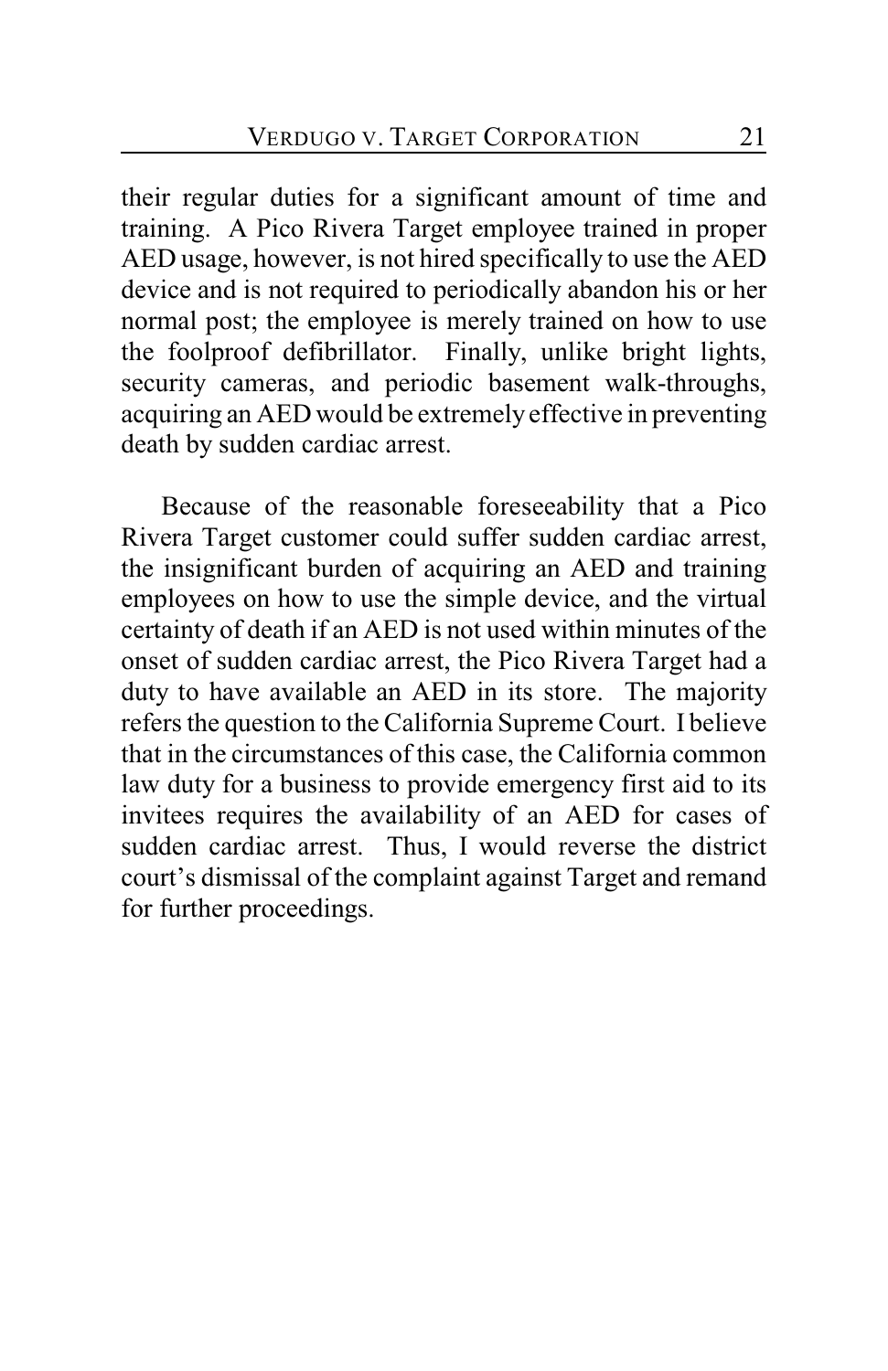their regular duties for a significant amount of time and training. A Pico Rivera Target employee trained in proper AED usage, however, is not hired specifically to use the AED device and is not required to periodically abandon his or her normal post; the employee is merely trained on how to use the foolproof defibrillator. Finally, unlike bright lights, security cameras, and periodic basement walk-throughs, acquiring an AED would be extremely effective in preventing death by sudden cardiac arrest.

Because of the reasonable foreseeability that a Pico Rivera Target customer could suffer sudden cardiac arrest, the insignificant burden of acquiring an AED and training employees on how to use the simple device, and the virtual certainty of death if an AED is not used within minutes of the onset of sudden cardiac arrest, the Pico Rivera Target had a duty to have available an AED in its store. The majority refers the question to the California Supreme Court. I believe that in the circumstances of this case, the California common law duty for a business to provide emergency first aid to its invitees requires the availability of an AED for cases of sudden cardiac arrest. Thus, I would reverse the district court's dismissal of the complaint against Target and remand for further proceedings.